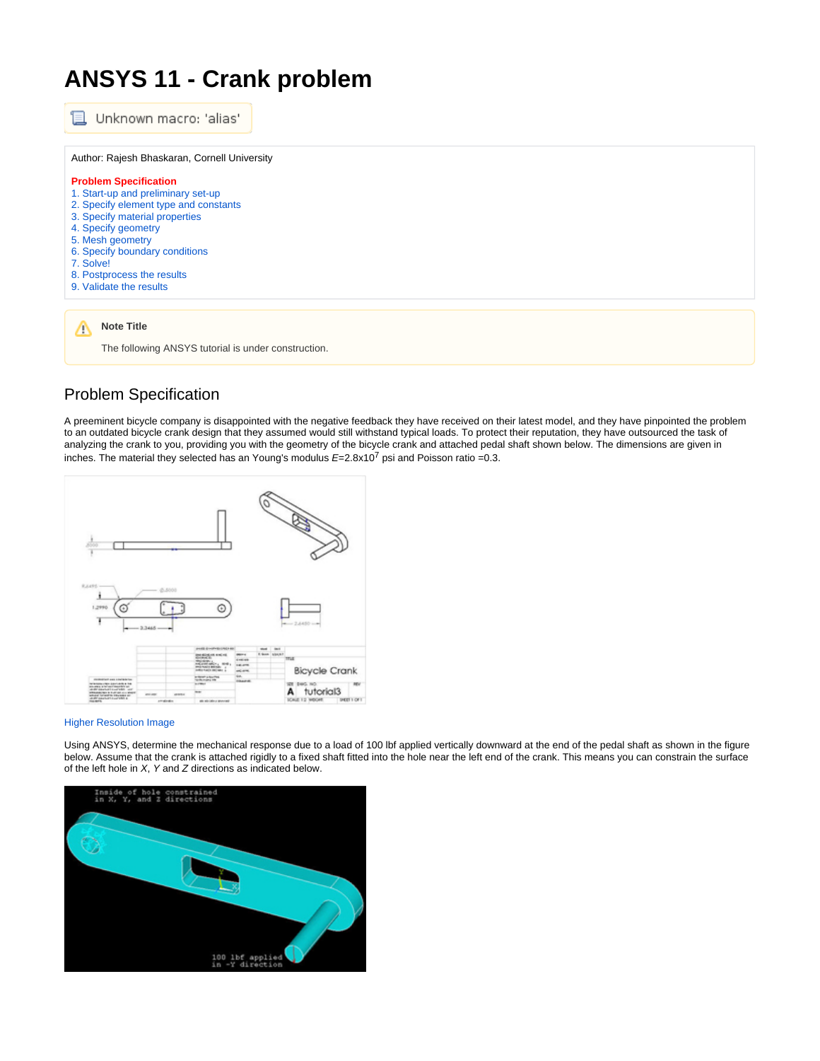# ANSYS 11 - Crank problem

Unknown macro: 'alias'

Author: Rajesh Bhaskaran, Cornell University

**Problem Specification**
1. Start-up and preliminary set-up
2. Specify element type and constants
3. Specify material properties
4. Specify geometry
5. Mesh geometry
6. Specify boundary conditions
7. Solve!
8. Postprocess the results
9. Validate the results

> **Note Title**
>
> The following ANSYS tutorial is under construction.

## Problem Specification

A preeminent bicycle company is disappointed with the negative feedback they have received on their latest model, and they have pinpointed the problem to an outdated bicycle crank design that they assumed would still withstand typical loads. To protect their reputation, they have outsourced the task of analyzing the crank to you, providing you with the geometry of the bicycle crank and attached pedal shaft shown below. The dimensions are given in inches. The material they selected has an Young's modulus $E$=2.8x10$^{7}$ psi and Poisson ratio =0.3.

Higher Resolution Image

Using ANSYS, determine the mechanical response due to a load of 100 lbf applied vertically downward at the end of the pedal shaft as shown in the figure below. Assume that the crank is attached rigidly to a fixed shaft fitted into the hole near the left end of the crank. This means you can constrain the surface of the left hole in *X*, *Y* and *Z* directions as indicated below.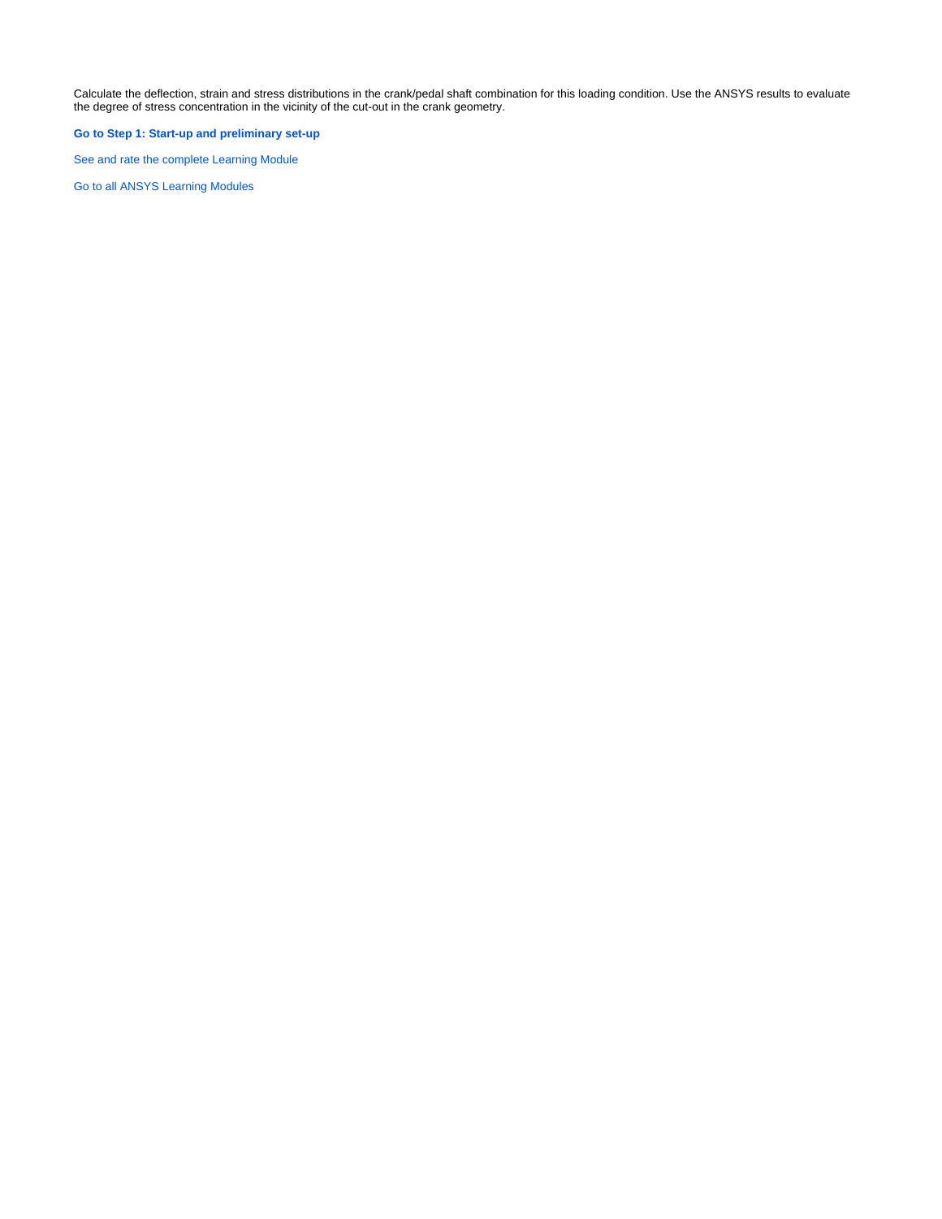Calculate the deflection, strain and stress distributions in the crank/pedal shaft combination for this loading condition. Use the ANSYS results to evaluate the degree of stress concentration in the vicinity of the cut-out in the crank geometry.

**Go to Step 1: Start-up and preliminary set-up**

See and rate the complete Learning Module

Go to all ANSYS Learning Modules